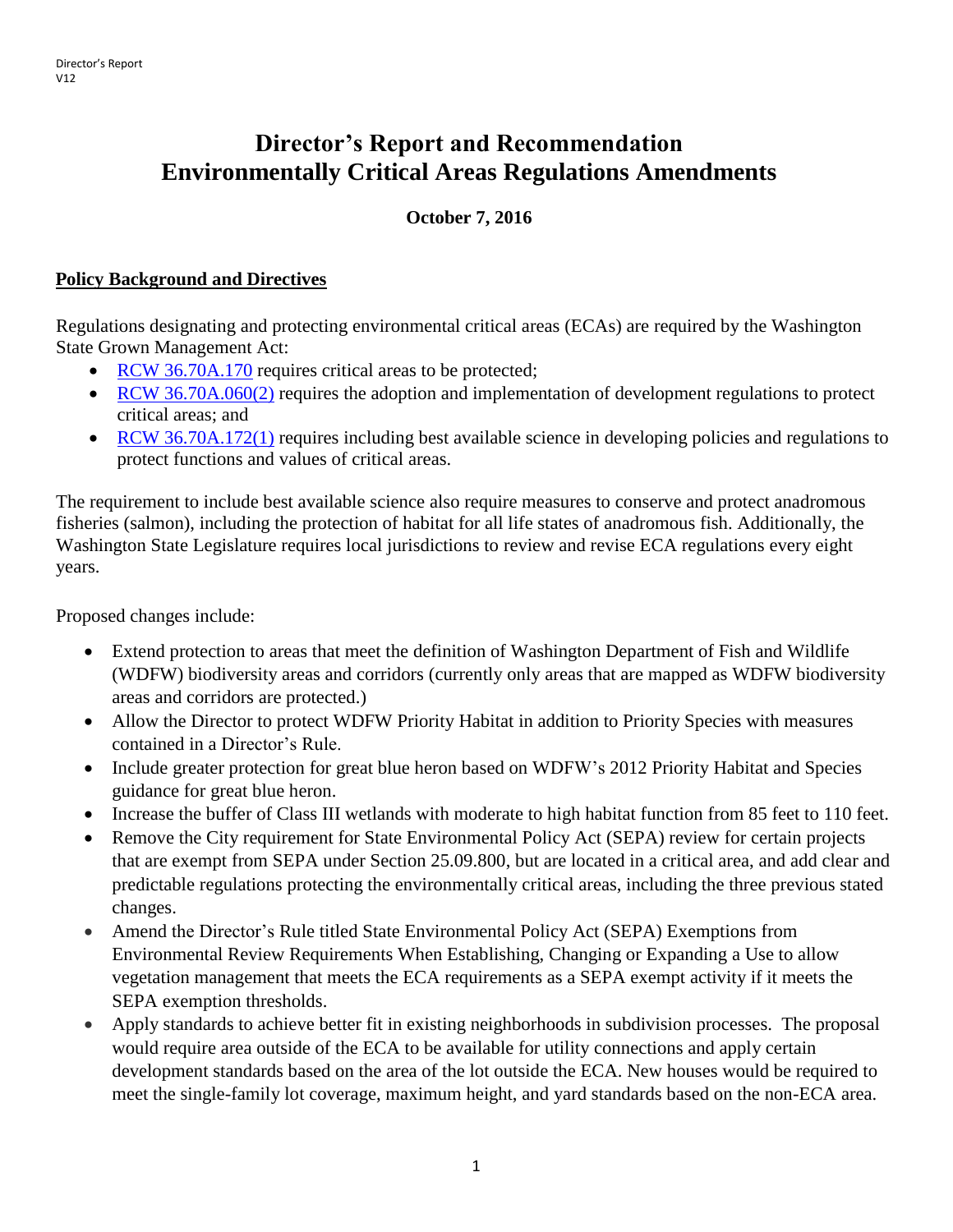# Director's Report and Recommendation
# Environmentally Critical Areas Regulations Amendments

**October 7, 2016**

## Policy Background and Directives

Regulations designating and protecting environmental critical areas (ECAs) are required by the Washington State Grown Management Act:

- RCW 36.70A.170 requires critical areas to be protected;
- RCW 36.70A.060(2) requires the adoption and implementation of development regulations to protect critical areas; and
- RCW 36.70A.172(1) requires including best available science in developing policies and regulations to protect functions and values of critical areas.

The requirement to include best available science also require measures to conserve and protect anadromous fisheries (salmon), including the protection of habitat for all life states of anadromous fish. Additionally, the Washington State Legislature requires local jurisdictions to review and revise ECA regulations every eight years.

Proposed changes include:

- Extend protection to areas that meet the definition of Washington Department of Fish and Wildlife (WDFW) biodiversity areas and corridors (currently only areas that are mapped as WDFW biodiversity areas and corridors are protected.)
- Allow the Director to protect WDFW Priority Habitat in addition to Priority Species with measures contained in a Director's Rule.
- Include greater protection for great blue heron based on WDFW's 2012 Priority Habitat and Species guidance for great blue heron.
- Increase the buffer of Class III wetlands with moderate to high habitat function from 85 feet to 110 feet.
- Remove the City requirement for State Environmental Policy Act (SEPA) review for certain projects that are exempt from SEPA under Section 25.09.800, but are located in a critical area, and add clear and predictable regulations protecting the environmentally critical areas, including the three previous stated changes.
- Amend the Director's Rule titled State Environmental Policy Act (SEPA) Exemptions from Environmental Review Requirements When Establishing, Changing or Expanding a Use to allow vegetation management that meets the ECA requirements as a SEPA exempt activity if it meets the SEPA exemption thresholds.
- Apply standards to achieve better fit in existing neighborhoods in subdivision processes. The proposal would require area outside of the ECA to be available for utility connections and apply certain development standards based on the area of the lot outside the ECA. New houses would be required to meet the single-family lot coverage, maximum height, and yard standards based on the non-ECA area.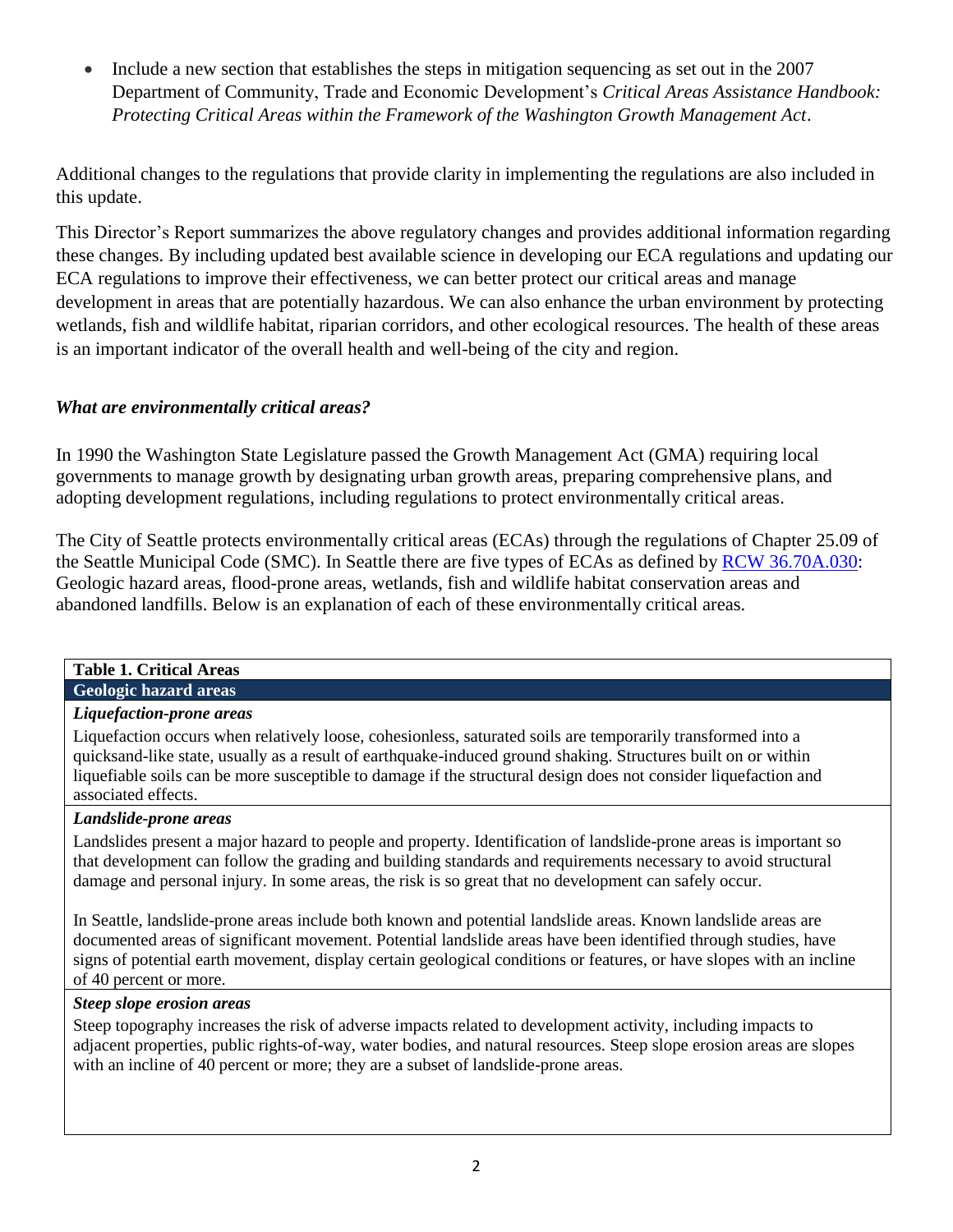- Include a new section that establishes the steps in mitigation sequencing as set out in the 2007 Department of Community, Trade and Economic Development's *Critical Areas Assistance Handbook: Protecting Critical Areas within the Framework of the Washington Growth Management Act*.

Additional changes to the regulations that provide clarity in implementing the regulations are also included in this update.

This Director's Report summarizes the above regulatory changes and provides additional information regarding these changes. By including updated best available science in developing our ECA regulations and updating our ECA regulations to improve their effectiveness, we can better protect our critical areas and manage development in areas that are potentially hazardous. We can also enhance the urban environment by protecting wetlands, fish and wildlife habitat, riparian corridors, and other ecological resources. The health of these areas is an important indicator of the overall health and well-being of the city and region.

### *What are environmentally critical areas?*

In 1990 the Washington State Legislature passed the Growth Management Act (GMA) requiring local governments to manage growth by designating urban growth areas, preparing comprehensive plans, and adopting development regulations, including regulations to protect environmentally critical areas.

The City of Seattle protects environmentally critical areas (ECAs) through the regulations of Chapter 25.09 of the Seattle Municipal Code (SMC). In Seattle there are five types of ECAs as defined by [RCW 36.70A.030](RCW 36.70A.030): Geologic hazard areas, flood-prone areas, wetlands, fish and wildlife habitat conservation areas and abandoned landfills. Below is an explanation of each of these environmentally critical areas.

| **Table 1. Critical Areas** |
|---|
| **Geologic hazard areas** |
| ***Liquefaction-prone areas*** <br> Liquefaction occurs when relatively loose, cohesionless, saturated soils are temporarily transformed into a quicksand-like state, usually as a result of earthquake-induced ground shaking. Structures built on or within liquefiable soils can be more susceptible to damage if the structural design does not consider liquefaction and associated effects. |
| ***Landslide-prone areas*** <br> Landslides present a major hazard to people and property. Identification of landslide-prone areas is important so that development can follow the grading and building standards and requirements necessary to avoid structural damage and personal injury. In some areas, the risk is so great that no development can safely occur. <br><br> In Seattle, landslide-prone areas include both known and potential landslide areas. Known landslide areas are documented areas of significant movement. Potential landslide areas have been identified through studies, have signs of potential earth movement, display certain geological conditions or features, or have slopes with an incline of 40 percent or more. |
| ***Steep slope erosion areas*** <br> Steep topography increases the risk of adverse impacts related to development activity, including impacts to adjacent properties, public rights-of-way, water bodies, and natural resources. Steep slope erosion areas are slopes with an incline of 40 percent or more; they are a subset of landslide-prone areas. |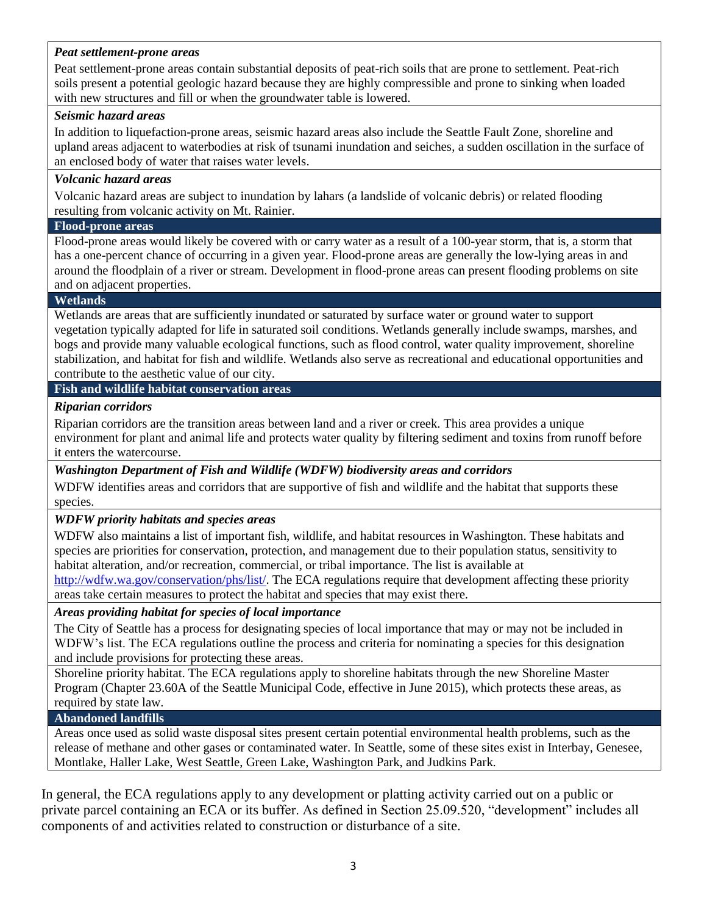***Peat settlement-prone areas***

Peat settlement-prone areas contain substantial deposits of peat-rich soils that are prone to settlement. Peat-rich soils present a potential geologic hazard because they are highly compressible and prone to sinking when loaded with new structures and fill or when the groundwater table is lowered.

***Seismic hazard areas***

In addition to liquefaction-prone areas, seismic hazard areas also include the Seattle Fault Zone, shoreline and upland areas adjacent to waterbodies at risk of tsunami inundation and seiches, a sudden oscillation in the surface of an enclosed body of water that raises water levels.

***Volcanic hazard areas***

Volcanic hazard areas are subject to inundation by lahars (a landslide of volcanic debris) or related flooding resulting from volcanic activity on Mt. Rainier.

**Flood-prone areas**

Flood-prone areas would likely be covered with or carry water as a result of a 100-year storm, that is, a storm that has a one-percent chance of occurring in a given year. Flood-prone areas are generally the low-lying areas in and around the floodplain of a river or stream. Development in flood-prone areas can present flooding problems on site and on adjacent properties.

**Wetlands**

Wetlands are areas that are sufficiently inundated or saturated by surface water or ground water to support vegetation typically adapted for life in saturated soil conditions. Wetlands generally include swamps, marshes, and bogs and provide many valuable ecological functions, such as flood control, water quality improvement, shoreline stabilization, and habitat for fish and wildlife. Wetlands also serve as recreational and educational opportunities and contribute to the aesthetic value of our city.

**Fish and wildlife habitat conservation areas**

***Riparian corridors***

Riparian corridors are the transition areas between land and a river or creek. This area provides a unique environment for plant and animal life and protects water quality by filtering sediment and toxins from runoff before it enters the watercourse.

***Washington Department of Fish and Wildlife (WDFW) biodiversity areas and corridors***

WDFW identifies areas and corridors that are supportive of fish and wildlife and the habitat that supports these species.

***WDFW priority habitats and species areas***

WDFW also maintains a list of important fish, wildlife, and habitat resources in Washington. These habitats and species are priorities for conservation, protection, and management due to their population status, sensitivity to habitat alteration, and/or recreation, commercial, or tribal importance. The list is available at http://wdfw.wa.gov/conservation/phs/list/. The ECA regulations require that development affecting these priority areas take certain measures to protect the habitat and species that may exist there.

***Areas providing habitat for species of local importance***

The City of Seattle has a process for designating species of local importance that may or may not be included in WDFW's list. The ECA regulations outline the process and criteria for nominating a species for this designation and include provisions for protecting these areas.

Shoreline priority habitat. The ECA regulations apply to shoreline habitats through the new Shoreline Master Program (Chapter 23.60A of the Seattle Municipal Code, effective in June 2015), which protects these areas, as required by state law.

**Abandoned landfills**

Areas once used as solid waste disposal sites present certain potential environmental health problems, such as the release of methane and other gases or contaminated water. In Seattle, some of these sites exist in Interbay, Genesee, Montlake, Haller Lake, West Seattle, Green Lake, Washington Park, and Judkins Park.

In general, the ECA regulations apply to any development or platting activity carried out on a public or private parcel containing an ECA or its buffer. As defined in Section 25.09.520, "development" includes all components of and activities related to construction or disturbance of a site.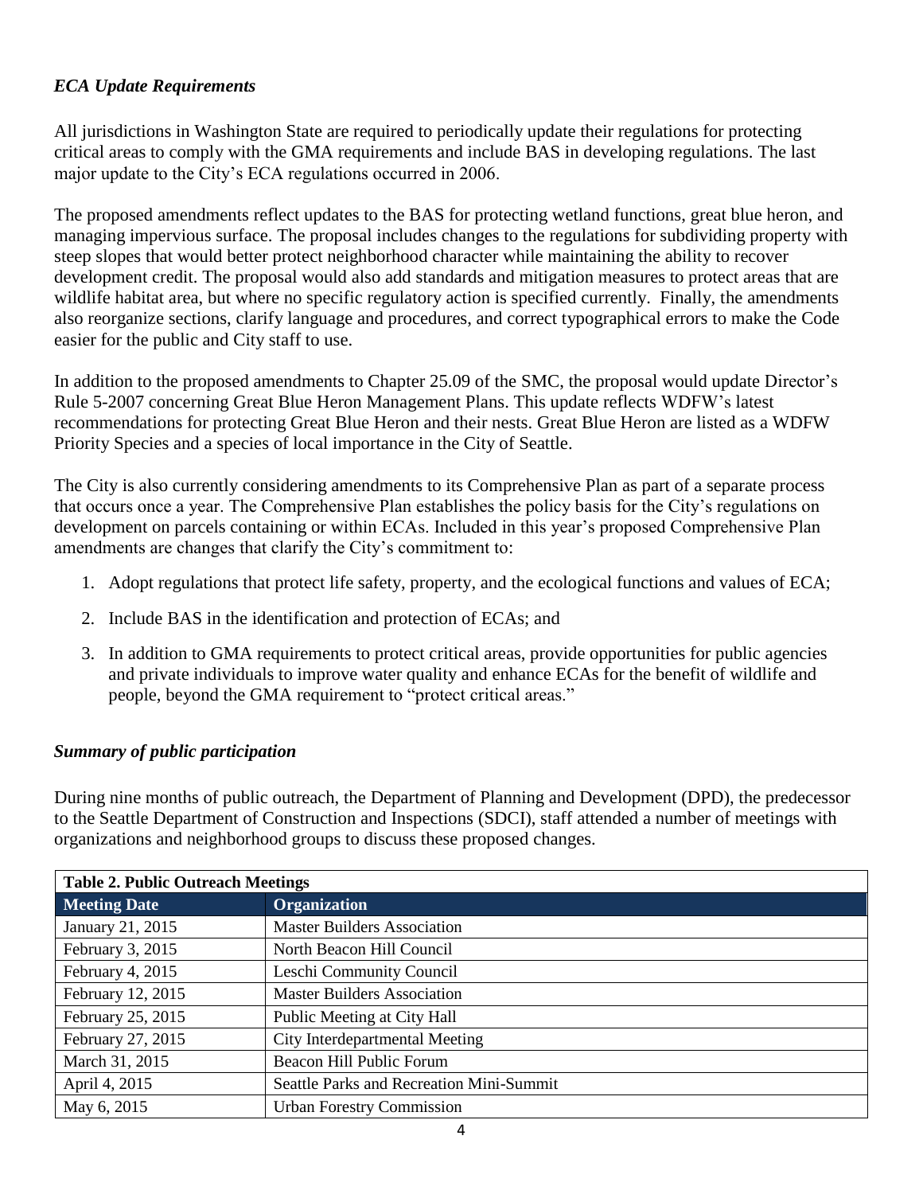### *ECA Update Requirements*

All jurisdictions in Washington State are required to periodically update their regulations for protecting critical areas to comply with the GMA requirements and include BAS in developing regulations. The last major update to the City's ECA regulations occurred in 2006.

The proposed amendments reflect updates to the BAS for protecting wetland functions, great blue heron, and managing impervious surface. The proposal includes changes to the regulations for subdividing property with steep slopes that would better protect neighborhood character while maintaining the ability to recover development credit. The proposal would also add standards and mitigation measures to protect areas that are wildlife habitat area, but where no specific regulatory action is specified currently. Finally, the amendments also reorganize sections, clarify language and procedures, and correct typographical errors to make the Code easier for the public and City staff to use.

In addition to the proposed amendments to Chapter 25.09 of the SMC, the proposal would update Director's Rule 5-2007 concerning Great Blue Heron Management Plans. This update reflects WDFW's latest recommendations for protecting Great Blue Heron and their nests. Great Blue Heron are listed as a WDFW Priority Species and a species of local importance in the City of Seattle.

The City is also currently considering amendments to its Comprehensive Plan as part of a separate process that occurs once a year. The Comprehensive Plan establishes the policy basis for the City's regulations on development on parcels containing or within ECAs. Included in this year's proposed Comprehensive Plan amendments are changes that clarify the City's commitment to:

1. Adopt regulations that protect life safety, property, and the ecological functions and values of ECA;
2. Include BAS in the identification and protection of ECAs; and
3. In addition to GMA requirements to protect critical areas, provide opportunities for public agencies and private individuals to improve water quality and enhance ECAs for the benefit of wildlife and people, beyond the GMA requirement to "protect critical areas."

### *Summary of public participation*

During nine months of public outreach, the Department of Planning and Development (DPD), the predecessor to the Seattle Department of Construction and Inspections (SDCI), staff attended a number of meetings with organizations and neighborhood groups to discuss these proposed changes.

**Table 2. Public Outreach Meetings**

| Meeting Date | Organization |
|---|---|
| January 21, 2015 | Master Builders Association |
| February 3, 2015 | North Beacon Hill Council |
| February 4, 2015 | Leschi Community Council |
| February 12, 2015 | Master Builders Association |
| February 25, 2015 | Public Meeting at City Hall |
| February 27, 2015 | City Interdepartmental Meeting |
| March 31, 2015 | Beacon Hill Public Forum |
| April 4, 2015 | Seattle Parks and Recreation Mini-Summit |
| May 6, 2015 | Urban Forestry Commission |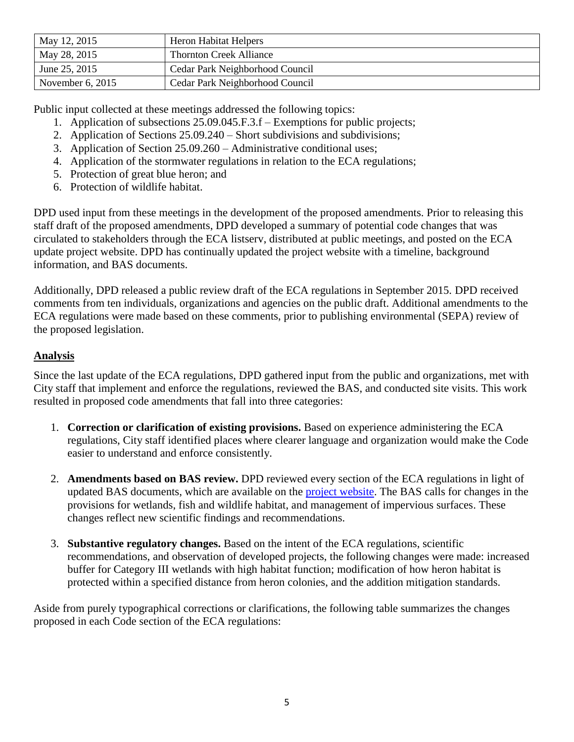| | |
|---|---|
| May 12, 2015 | Heron Habitat Helpers |
| May 28, 2015 | Thornton Creek Alliance |
| June 25, 2015 | Cedar Park Neighborhood Council |
| November 6, 2015 | Cedar Park Neighborhood Council |

Public input collected at these meetings addressed the following topics:

1. Application of subsections 25.09.045.F.3.f – Exemptions for public projects;
2. Application of Sections 25.09.240 – Short subdivisions and subdivisions;
3. Application of Section 25.09.260 – Administrative conditional uses;
4. Application of the stormwater regulations in relation to the ECA regulations;
5. Protection of great blue heron; and
6. Protection of wildlife habitat.

DPD used input from these meetings in the development of the proposed amendments. Prior to releasing this staff draft of the proposed amendments, DPD developed a summary of potential code changes that was circulated to stakeholders through the ECA listserv, distributed at public meetings, and posted on the ECA update project website. DPD has continually updated the project website with a timeline, background information, and BAS documents.

Additionally, DPD released a public review draft of the ECA regulations in September 2015. DPD received comments from ten individuals, organizations and agencies on the public draft. Additional amendments to the ECA regulations were made based on these comments, prior to publishing environmental (SEPA) review of the proposed legislation.

## Analysis

Since the last update of the ECA regulations, DPD gathered input from the public and organizations, met with City staff that implement and enforce the regulations, reviewed the BAS, and conducted site visits. This work resulted in proposed code amendments that fall into three categories:

1. **Correction or clarification of existing provisions.** Based on experience administering the ECA regulations, City staff identified places where clearer language and organization would make the Code easier to understand and enforce consistently.

2. **Amendments based on BAS review.** DPD reviewed every section of the ECA regulations in light of updated BAS documents, which are available on the project website. The BAS calls for changes in the provisions for wetlands, fish and wildlife habitat, and management of impervious surfaces. These changes reflect new scientific findings and recommendations.

3. **Substantive regulatory changes.** Based on the intent of the ECA regulations, scientific recommendations, and observation of developed projects, the following changes were made: increased buffer for Category III wetlands with high habitat function; modification of how heron habitat is protected within a specified distance from heron colonies, and the addition mitigation standards.

Aside from purely typographical corrections or clarifications, the following table summarizes the changes proposed in each Code section of the ECA regulations: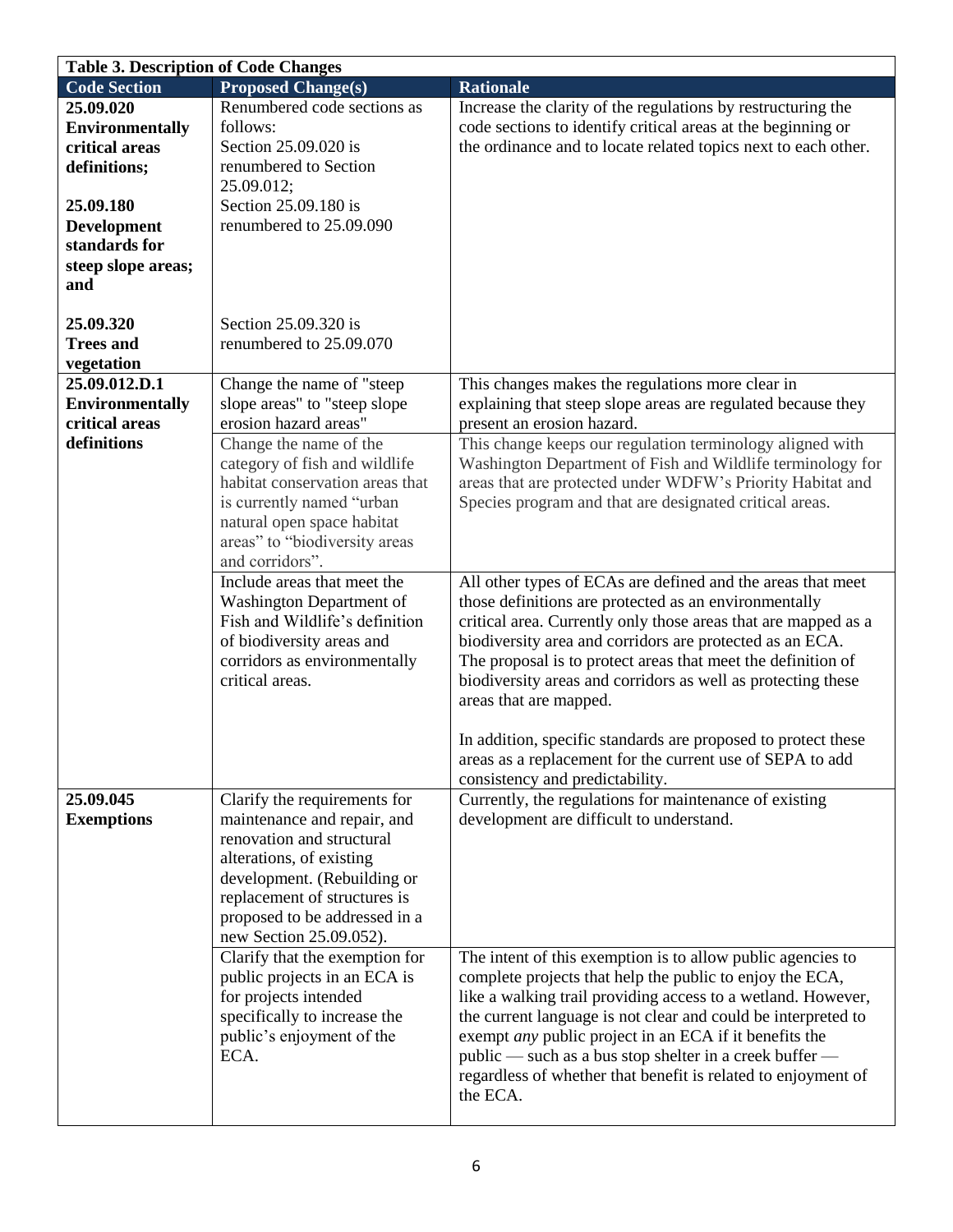| **Table 3. Description of Code Changes** | | |
|---|---|---|
| **Code Section** | **Proposed Change(s)** | **Rationale** |
| **25.09.020 Environmentally critical areas definitions;**<br><br>**25.09.180 Development standards for steep slope areas; and**<br><br>**25.09.320 Trees and vegetation** | Renumbered code sections as follows:<br>Section 25.09.020 is renumbered to Section 25.09.012;<br>Section 25.09.180 is renumbered to 25.09.090<br><br>Section 25.09.320 is renumbered to 25.09.070 | Increase the clarity of the regulations by restructuring the code sections to identify critical areas at the beginning or the ordinance and to locate related topics next to each other. |
| **25.09.012.D.1 Environmentally critical areas definitions** | Change the name of "steep slope areas" to "steep slope erosion hazard areas" | This changes makes the regulations more clear in explaining that steep slope areas are regulated because they present an erosion hazard. |
| | Change the name of the category of fish and wildlife habitat conservation areas that is currently named "urban natural open space habitat areas" to "biodiversity areas and corridors". | This change keeps our regulation terminology aligned with Washington Department of Fish and Wildlife terminology for areas that are protected under WDFW's Priority Habitat and Species program and that are designated critical areas. |
| | Include areas that meet the Washington Department of Fish and Wildlife's definition of biodiversity areas and corridors as environmentally critical areas. | All other types of ECAs are defined and the areas that meet those definitions are protected as an environmentally critical area. Currently only those areas that are mapped as a biodiversity area and corridors are protected as an ECA. The proposal is to protect areas that meet the definition of biodiversity areas and corridors as well as protecting these areas that are mapped.<br><br>In addition, specific standards are proposed to protect these areas as a replacement for the current use of SEPA to add consistency and predictability. |
| **25.09.045 Exemptions** | Clarify the requirements for maintenance and repair, and renovation and structural alterations, of existing development. (Rebuilding or replacement of structures is proposed to be addressed in a new Section 25.09.052). | Currently, the regulations for maintenance of existing development are difficult to understand. |
| | Clarify that the exemption for public projects in an ECA is for projects intended specifically to increase the public's enjoyment of the ECA. | The intent of this exemption is to allow public agencies to complete projects that help the public to enjoy the ECA, like a walking trail providing access to a wetland. However, the current language is not clear and could be interpreted to exempt *any* public project in an ECA if it benefits the public — such as a bus stop shelter in a creek buffer — regardless of whether that benefit is related to enjoyment of the ECA. |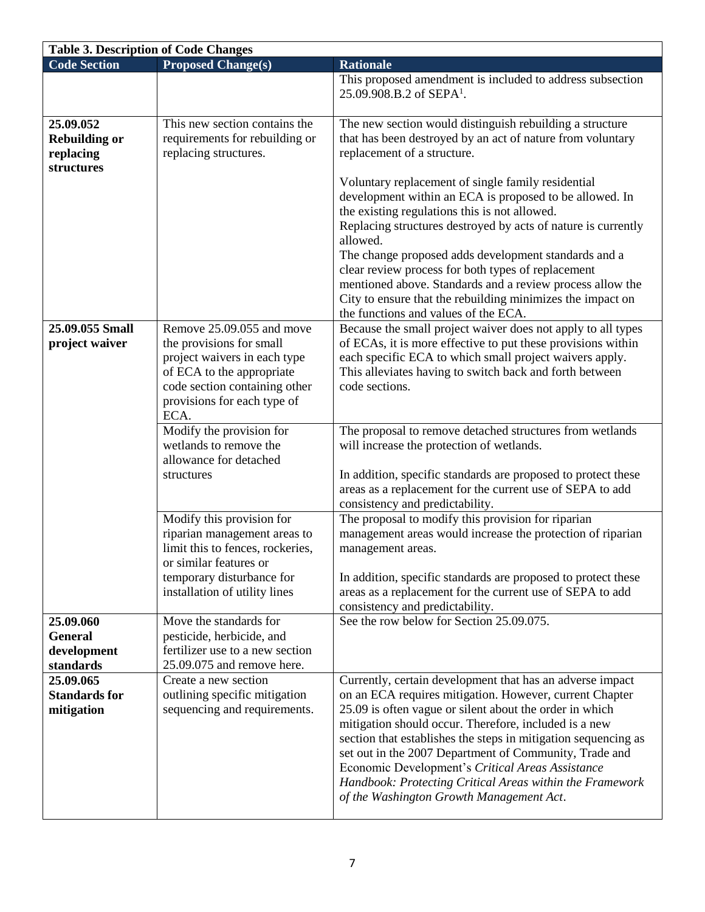| Table 3. Description of Code Changes | | |
|---|---|---|
| **Code Section** | **Proposed Change(s)** | **Rationale** |
| | | This proposed amendment is included to address subsection 25.09.908.B.2 of SEPA[1]. |
| **25.09.052 Rebuilding or replacing structures** | This new section contains the requirements for rebuilding or replacing structures. | The new section would distinguish rebuilding a structure that has been destroyed by an act of nature from voluntary replacement of a structure.<br><br>Voluntary replacement of single family residential development within an ECA is proposed to be allowed. In the existing regulations this is not allowed.<br>Replacing structures destroyed by acts of nature is currently allowed.<br>The change proposed adds development standards and a clear review process for both types of replacement mentioned above. Standards and a review process allow the City to ensure that the rebuilding minimizes the impact on the functions and values of the ECA. |
| **25.09.055 Small project waiver** | Remove 25.09.055 and move the provisions for small project waivers in each type of ECA to the appropriate code section containing other provisions for each type of ECA. | Because the small project waiver does not apply to all types of ECAs, it is more effective to put these provisions within each specific ECA to which small project waivers apply. This alleviates having to switch back and forth between code sections. |
| | Modify the provision for wetlands to remove the allowance for detached structures | The proposal to remove detached structures from wetlands will increase the protection of wetlands.<br><br>In addition, specific standards are proposed to protect these areas as a replacement for the current use of SEPA to add consistency and predictability. |
| | Modify this provision for riparian management areas to limit this to fences, rockeries, or similar features or temporary disturbance for installation of utility lines | The proposal to modify this provision for riparian management areas would increase the protection of riparian management areas.<br><br>In addition, specific standards are proposed to protect these areas as a replacement for the current use of SEPA to add consistency and predictability. |
| **25.09.060 General development standards** | Move the standards for pesticide, herbicide, and fertilizer use to a new section 25.09.075 and remove here. | See the row below for Section 25.09.075. |
| **25.09.065 Standards for mitigation** | Create a new section outlining specific mitigation sequencing and requirements. | Currently, certain development that has an adverse impact on an ECA requires mitigation. However, current Chapter 25.09 is often vague or silent about the order in which mitigation should occur. Therefore, included is a new section that establishes the steps in mitigation sequencing as set out in the 2007 Department of Community, Trade and Economic Development's *Critical Areas Assistance Handbook: Protecting Critical Areas within the Framework of the Washington Growth Management Act*. |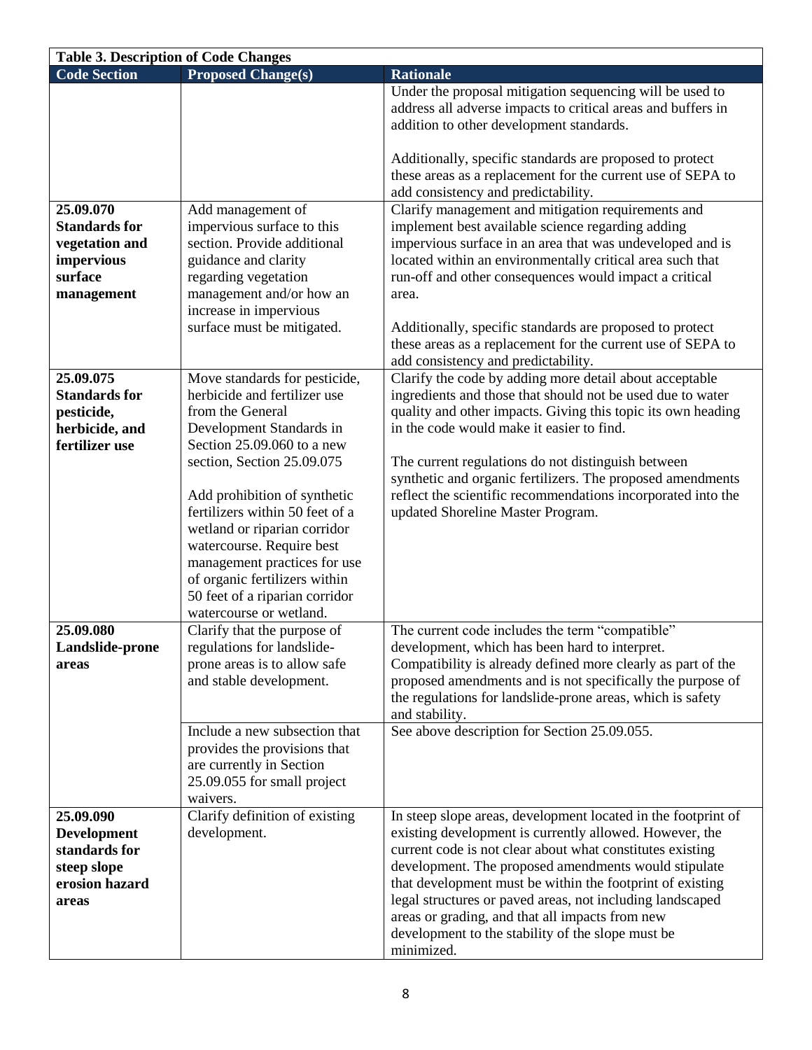| Table 3. Description of Code Changes | | |
|---|---|---|
| **Code Section** | **Proposed Change(s)** | **Rationale** |
| | | Under the proposal mitigation sequencing will be used to address all adverse impacts to critical areas and buffers in addition to other development standards.<br><br>Additionally, specific standards are proposed to protect these areas as a replacement for the current use of SEPA to add consistency and predictability. |
| **25.09.070 Standards for vegetation and impervious surface management** | Add management of impervious surface to this section. Provide additional guidance and clarity regarding vegetation management and/or how an increase in impervious surface must be mitigated. | Clarify management and mitigation requirements and implement best available science regarding adding impervious surface in an area that was undeveloped and is located within an environmentally critical area such that run-off and other consequences would impact a critical area.<br><br>Additionally, specific standards are proposed to protect these areas as a replacement for the current use of SEPA to add consistency and predictability. |
| **25.09.075 Standards for pesticide, herbicide, and fertilizer use** | Move standards for pesticide, herbicide and fertilizer use from the General Development Standards in Section 25.09.060 to a new section, Section 25.09.075<br><br>Add prohibition of synthetic fertilizers within 50 feet of a wetland or riparian corridor watercourse. Require best management practices for use of organic fertilizers within 50 feet of a riparian corridor watercourse or wetland. | Clarify the code by adding more detail about acceptable ingredients and those that should not be used due to water quality and other impacts. Giving this topic its own heading in the code would make it easier to find.<br><br>The current regulations do not distinguish between synthetic and organic fertilizers. The proposed amendments reflect the scientific recommendations incorporated into the updated Shoreline Master Program. |
| **25.09.080 Landslide-prone areas** | Clarify that the purpose of regulations for landslide-prone areas is to allow safe and stable development. | The current code includes the term "compatible" development, which has been hard to interpret. Compatibility is already defined more clearly as part of the proposed amendments and is not specifically the purpose of the regulations for landslide-prone areas, which is safety and stability. |
| | Include a new subsection that provides the provisions that are currently in Section 25.09.055 for small project waivers. | See above description for Section 25.09.055. |
| **25.09.090 Development standards for steep slope erosion hazard areas** | Clarify definition of existing development. | In steep slope areas, development located in the footprint of existing development is currently allowed. However, the current code is not clear about what constitutes existing development. The proposed amendments would stipulate that development must be within the footprint of existing legal structures or paved areas, not including landscaped areas or grading, and that all impacts from new development to the stability of the slope must be minimized. |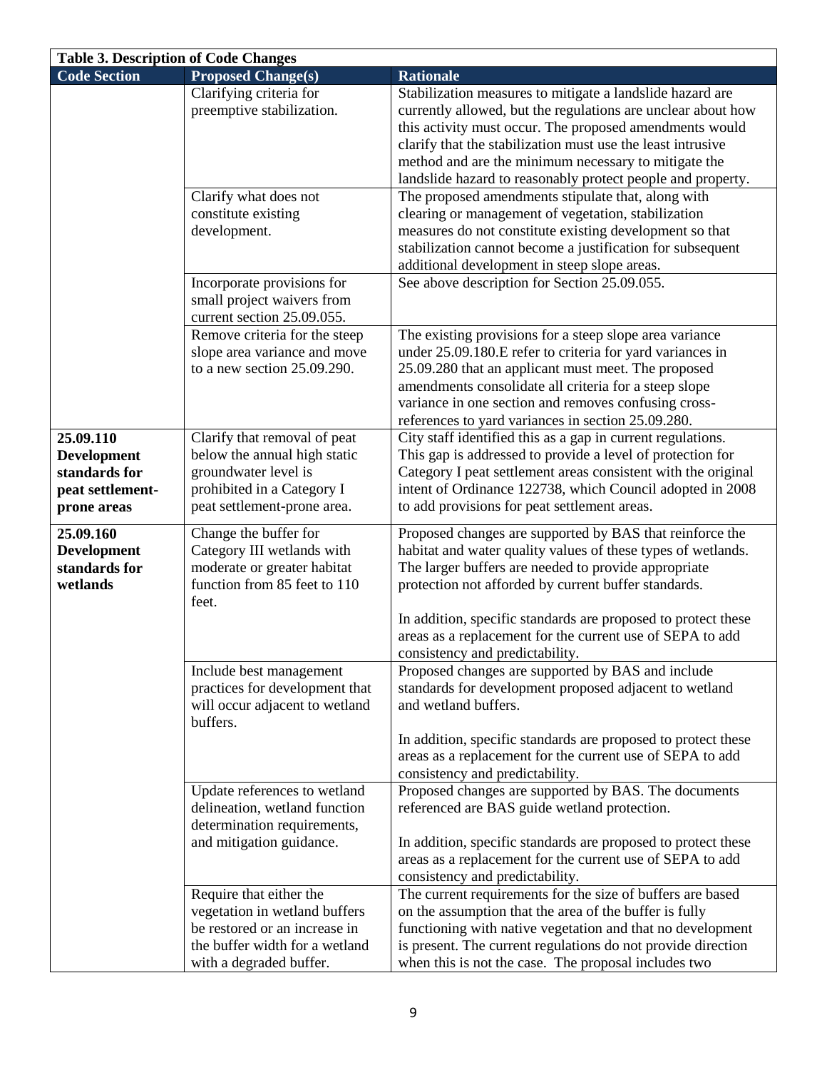| Table 3. Description of Code Changes | | |
|---|---|---|
| **Code Section** | **Proposed Change(s)** | **Rationale** |
| | Clarifying criteria for preemptive stabilization. | Stabilization measures to mitigate a landslide hazard are currently allowed, but the regulations are unclear about how this activity must occur. The proposed amendments would clarify that the stabilization must use the least intrusive method and are the minimum necessary to mitigate the landslide hazard to reasonably protect people and property. |
| | Clarify what does not constitute existing development. | The proposed amendments stipulate that, along with clearing or management of vegetation, stabilization measures do not constitute existing development so that stabilization cannot become a justification for subsequent additional development in steep slope areas. |
| | Incorporate provisions for small project waivers from current section 25.09.055. | See above description for Section 25.09.055. |
| | Remove criteria for the steep slope area variance and move to a new section 25.09.290. | The existing provisions for a steep slope area variance under 25.09.180.E refer to criteria for yard variances in 25.09.280 that an applicant must meet. The proposed amendments consolidate all criteria for a steep slope variance in one section and removes confusing cross-references to yard variances in section 25.09.280. |
| **25.09.110 Development standards for peat settlement-prone areas** | Clarify that removal of peat below the annual high static groundwater level is prohibited in a Category I peat settlement-prone area. | City staff identified this as a gap in current regulations. This gap is addressed to provide a level of protection for Category I peat settlement areas consistent with the original intent of Ordinance 122738, which Council adopted in 2008 to add provisions for peat settlement areas. |
| **25.09.160 Development standards for wetlands** | Change the buffer for Category III wetlands with moderate or greater habitat function from 85 feet to 110 feet. | Proposed changes are supported by BAS that reinforce the habitat and water quality values of these types of wetlands. The larger buffers are needed to provide appropriate protection not afforded by current buffer standards.<br><br>In addition, specific standards are proposed to protect these areas as a replacement for the current use of SEPA to add consistency and predictability. |
| | Include best management practices for development that will occur adjacent to wetland buffers. | Proposed changes are supported by BAS and include standards for development proposed adjacent to wetland and wetland buffers.<br><br>In addition, specific standards are proposed to protect these areas as a replacement for the current use of SEPA to add consistency and predictability. |
| | Update references to wetland delineation, wetland function determination requirements, and mitigation guidance. | Proposed changes are supported by BAS. The documents referenced are BAS guide wetland protection.<br><br>In addition, specific standards are proposed to protect these areas as a replacement for the current use of SEPA to add consistency and predictability. |
| | Require that either the vegetation in wetland buffers be restored or an increase in the buffer width for a wetland with a degraded buffer. | The current requirements for the size of buffers are based on the assumption that the area of the buffer is fully functioning with native vegetation and that no development is present. The current regulations do not provide direction when this is not the case. The proposal includes two |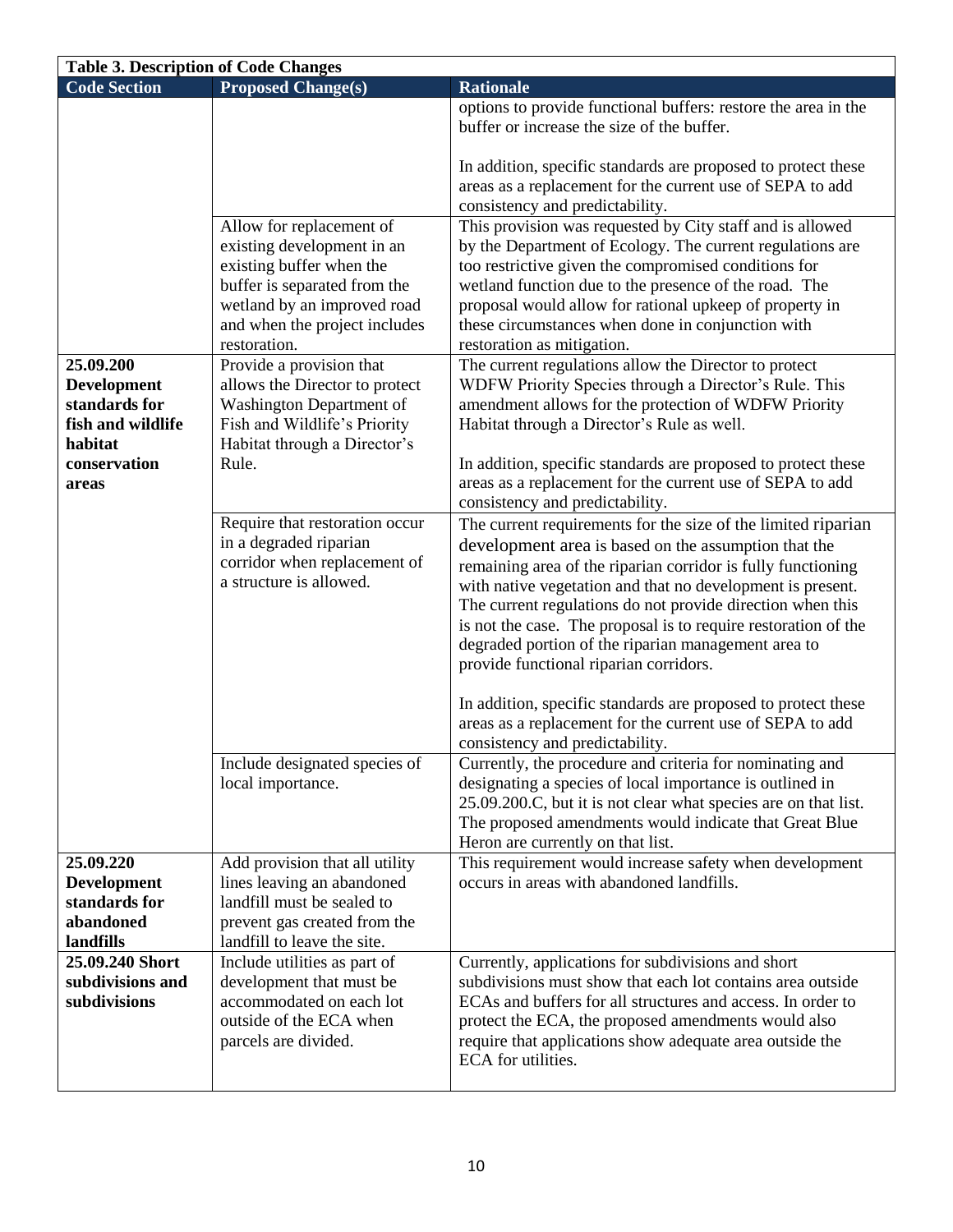| Table 3. Description of Code Changes | | |
|---|---|---|
| **Code Section** | **Proposed Change(s)** | **Rationale** |
| | | options to provide functional buffers: restore the area in the buffer or increase the size of the buffer.<br><br>In addition, specific standards are proposed to protect these areas as a replacement for the current use of SEPA to add consistency and predictability. |
| | Allow for replacement of existing development in an existing buffer when the buffer is separated from the wetland by an improved road and when the project includes restoration. | This provision was requested by City staff and is allowed by the Department of Ecology. The current regulations are too restrictive given the compromised conditions for wetland function due to the presence of the road. The proposal would allow for rational upkeep of property in these circumstances when done in conjunction with restoration as mitigation. |
| **25.09.200 Development standards for fish and wildlife habitat conservation areas** | Provide a provision that allows the Director to protect Washington Department of Fish and Wildlife's Priority Habitat through a Director's Rule. | The current regulations allow the Director to protect WDFW Priority Species through a Director's Rule. This amendment allows for the protection of WDFW Priority Habitat through a Director's Rule as well.<br><br>In addition, specific standards are proposed to protect these areas as a replacement for the current use of SEPA to add consistency and predictability. |
| | Require that restoration occur in a degraded riparian corridor when replacement of a structure is allowed. | The current requirements for the size of the limited riparian development area is based on the assumption that the remaining area of the riparian corridor is fully functioning with native vegetation and that no development is present. The current regulations do not provide direction when this is not the case. The proposal is to require restoration of the degraded portion of the riparian management area to provide functional riparian corridors.<br><br>In addition, specific standards are proposed to protect these areas as a replacement for the current use of SEPA to add consistency and predictability. |
| | Include designated species of local importance. | Currently, the procedure and criteria for nominating and designating a species of local importance is outlined in 25.09.200.C, but it is not clear what species are on that list. The proposed amendments would indicate that Great Blue Heron are currently on that list. |
| **25.09.220 Development standards for abandoned landfills** | Add provision that all utility lines leaving an abandoned landfill must be sealed to prevent gas created from the landfill to leave the site. | This requirement would increase safety when development occurs in areas with abandoned landfills. |
| **25.09.240 Short subdivisions and subdivisions** | Include utilities as part of development that must be accommodated on each lot outside of the ECA when parcels are divided. | Currently, applications for subdivisions and short subdivisions must show that each lot contains area outside ECAs and buffers for all structures and access. In order to protect the ECA, the proposed amendments would also require that applications show adequate area outside the ECA for utilities. |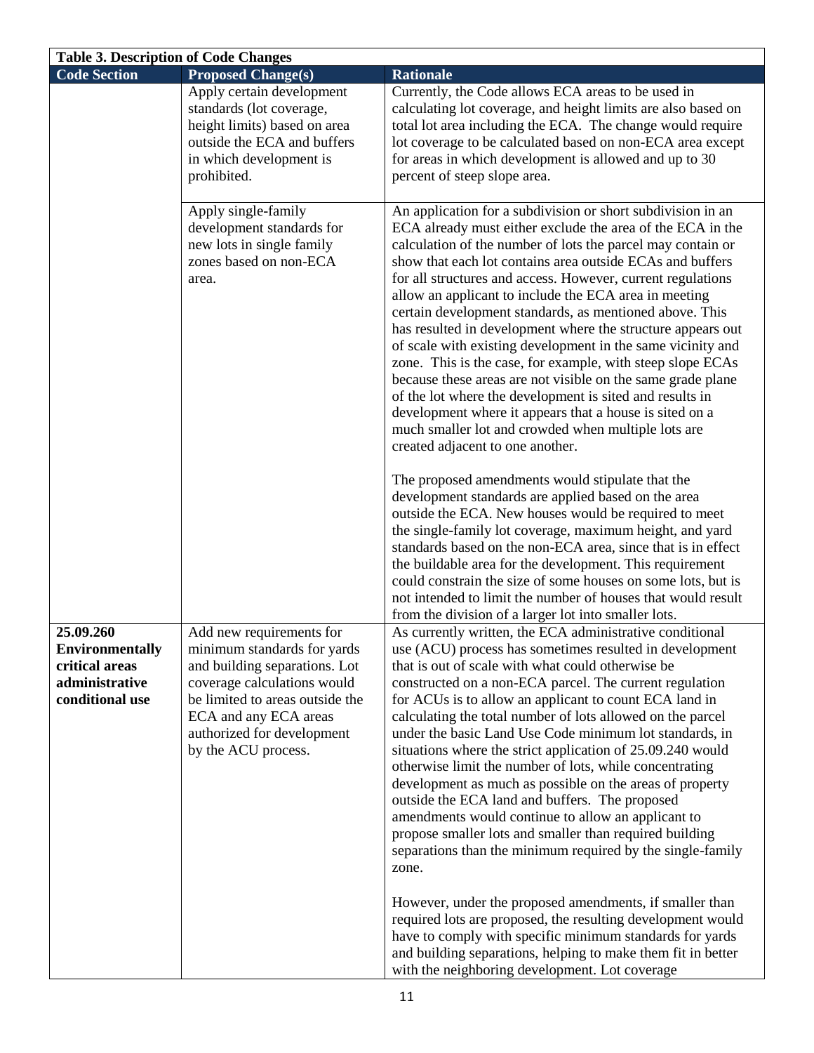**Table 3. Description of Code Changes**

| Code Section | Proposed Change(s) | Rationale |
|---|---|---|
| | Apply certain development standards (lot coverage, height limits) based on area outside the ECA and buffers in which development is prohibited. | Currently, the Code allows ECA areas to be used in calculating lot coverage, and height limits are also based on total lot area including the ECA. The change would require lot coverage to be calculated based on non-ECA area except for areas in which development is allowed and up to 30 percent of steep slope area. |
| | Apply single-family development standards for new lots in single family zones based on non-ECA area. | An application for a subdivision or short subdivision in an ECA already must either exclude the area of the ECA in the calculation of the number of lots the parcel may contain or show that each lot contains area outside ECAs and buffers for all structures and access. However, current regulations allow an applicant to include the ECA area in meeting certain development standards, as mentioned above. This has resulted in development where the structure appears out of scale with existing development in the same vicinity and zone. This is the case, for example, with steep slope ECAs because these areas are not visible on the same grade plane of the lot where the development is sited and results in development where it appears that a house is sited on a much smaller lot and crowded when multiple lots are created adjacent to one another.<br><br>The proposed amendments would stipulate that the development standards are applied based on the area outside the ECA. New houses would be required to meet the single-family lot coverage, maximum height, and yard standards based on the non-ECA area, since that is in effect the buildable area for the development. This requirement could constrain the size of some houses on some lots, but is not intended to limit the number of houses that would result from the division of a larger lot into smaller lots. |
| **25.09.260 Environmentally critical areas administrative conditional use** | Add new requirements for minimum standards for yards and building separations. Lot coverage calculations would be limited to areas outside the ECA and any ECA areas authorized for development by the ACU process. | As currently written, the ECA administrative conditional use (ACU) process has sometimes resulted in development that is out of scale with what could otherwise be constructed on a non-ECA parcel. The current regulation for ACUs is to allow an applicant to count ECA land in calculating the total number of lots allowed on the parcel under the basic Land Use Code minimum lot standards, in situations where the strict application of 25.09.240 would otherwise limit the number of lots, while concentrating development as much as possible on the areas of property outside the ECA land and buffers. The proposed amendments would continue to allow an applicant to propose smaller lots and smaller than required building separations than the minimum required by the single-family zone.<br><br>However, under the proposed amendments, if smaller than required lots are proposed, the resulting development would have to comply with specific minimum standards for yards and building separations, helping to make them fit in better with the neighboring development. Lot coverage |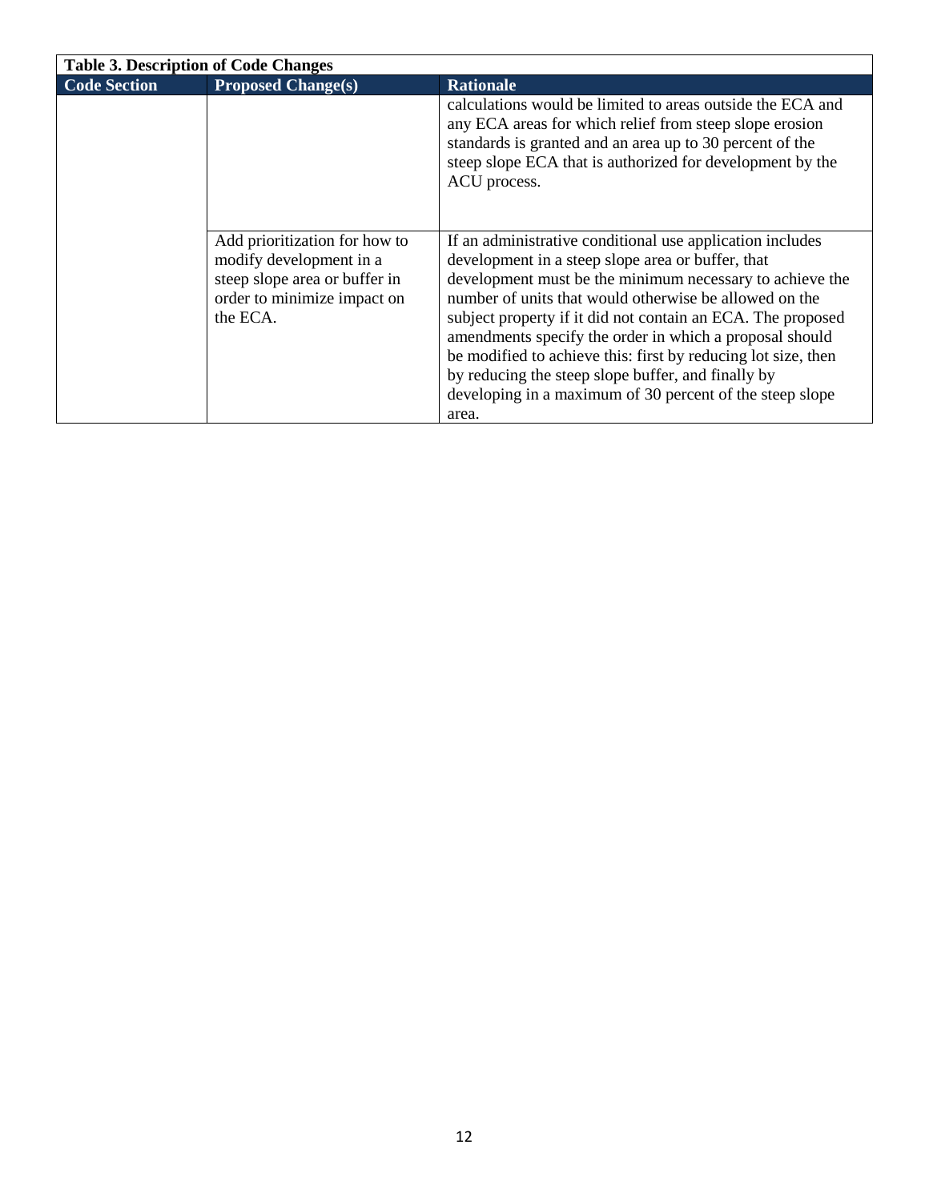**Table 3. Description of Code Changes**

| Code Section | Proposed Change(s) | Rationale |
|---|---|---|
| | | calculations would be limited to areas outside the ECA and any ECA areas for which relief from steep slope erosion standards is granted and an area up to 30 percent of the steep slope ECA that is authorized for development by the ACU process. |
| | Add prioritization for how to modify development in a steep slope area or buffer in order to minimize impact on the ECA. | If an administrative conditional use application includes development in a steep slope area or buffer, that development must be the minimum necessary to achieve the number of units that would otherwise be allowed on the subject property if it did not contain an ECA. The proposed amendments specify the order in which a proposal should be modified to achieve this: first by reducing lot size, then by reducing the steep slope buffer, and finally by developing in a maximum of 30 percent of the steep slope area. |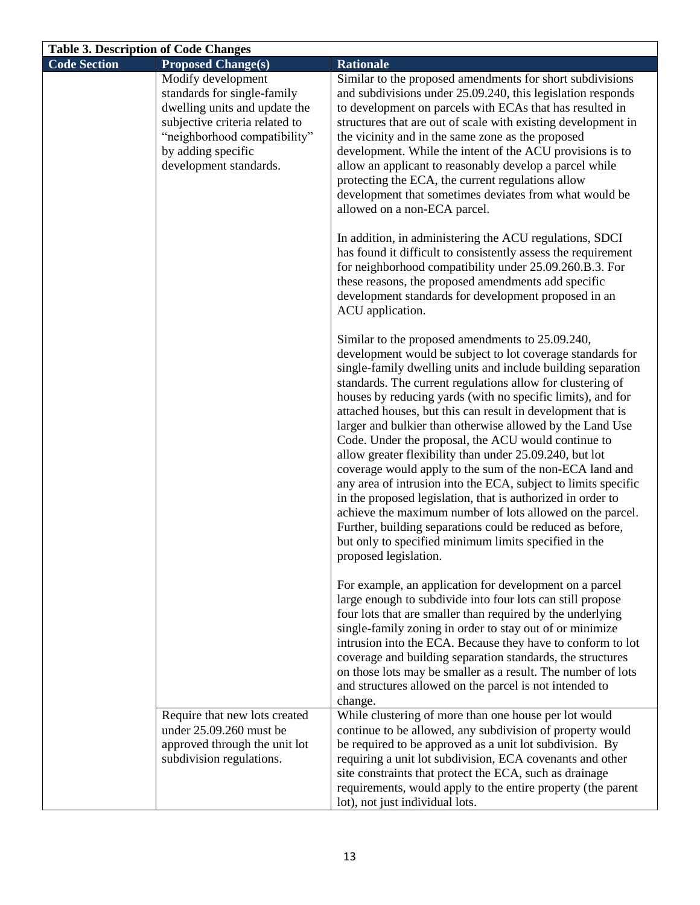| Table 3. Description of Code Changes | | |
|---|---|---|
| **Code Section** | **Proposed Change(s)** | **Rationale** |
| | Modify development standards for single-family dwelling units and update the subjective criteria related to "neighborhood compatibility" by adding specific development standards. | Similar to the proposed amendments for short subdivisions and subdivisions under 25.09.240, this legislation responds to development on parcels with ECAs that has resulted in structures that are out of scale with existing development in the vicinity and in the same zone as the proposed development. While the intent of the ACU provisions is to allow an applicant to reasonably develop a parcel while protecting the ECA, the current regulations allow development that sometimes deviates from what would be allowed on a non-ECA parcel.<br><br>In addition, in administering the ACU regulations, SDCI has found it difficult to consistently assess the requirement for neighborhood compatibility under 25.09.260.B.3. For these reasons, the proposed amendments add specific development standards for development proposed in an ACU application.<br><br>Similar to the proposed amendments to 25.09.240, development would be subject to lot coverage standards for single-family dwelling units and include building separation standards. The current regulations allow for clustering of houses by reducing yards (with no specific limits), and for attached houses, but this can result in development that is larger and bulkier than otherwise allowed by the Land Use Code. Under the proposal, the ACU would continue to allow greater flexibility than under 25.09.240, but lot coverage would apply to the sum of the non-ECA land and any area of intrusion into the ECA, subject to limits specific in the proposed legislation, that is authorized in order to achieve the maximum number of lots allowed on the parcel. Further, building separations could be reduced as before, but only to specified minimum limits specified in the proposed legislation.<br><br>For example, an application for development on a parcel large enough to subdivide into four lots can still propose four lots that are smaller than required by the underlying single-family zoning in order to stay out of or minimize intrusion into the ECA. Because they have to conform to lot coverage and building separation standards, the structures on those lots may be smaller as a result. The number of lots and structures allowed on the parcel is not intended to change. |
| | Require that new lots created under 25.09.260 must be approved through the unit lot subdivision regulations. | While clustering of more than one house per lot would continue to be allowed, any subdivision of property would be required to be approved as a unit lot subdivision. By requiring a unit lot subdivision, ECA covenants and other site constraints that protect the ECA, such as drainage requirements, would apply to the entire property (the parent lot), not just individual lots. |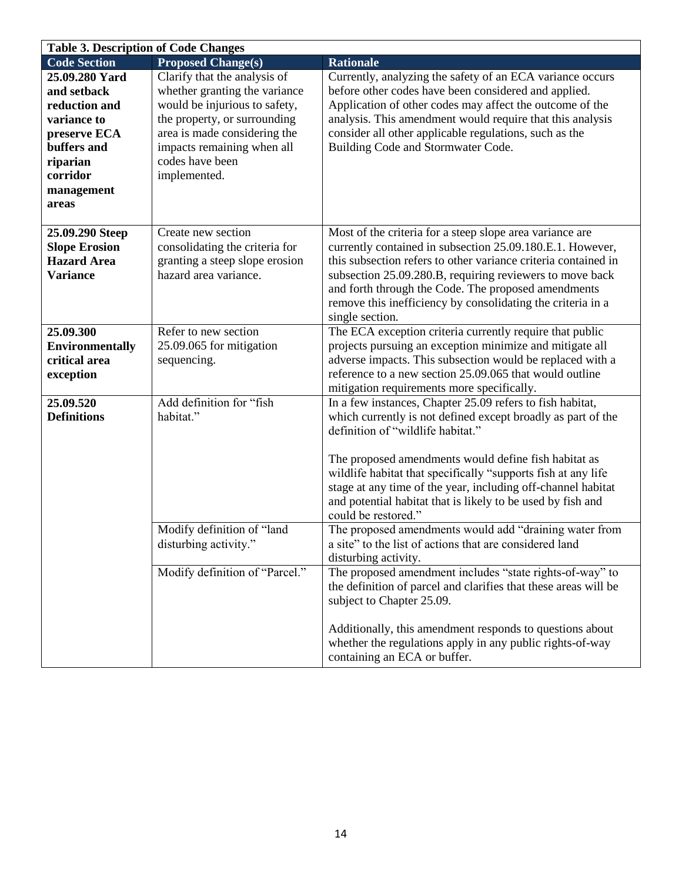**Table 3. Description of Code Changes**

| Code Section | Proposed Change(s) | Rationale |
|---|---|---|
| **25.09.280 Yard and setback reduction and variance to preserve ECA buffers and riparian corridor management areas** | Clarify that the analysis of whether granting the variance would be injurious to safety, the property, or surrounding area is made considering the impacts remaining when all codes have been implemented. | Currently, analyzing the safety of an ECA variance occurs before other codes have been considered and applied. Application of other codes may affect the outcome of the analysis. This amendment would require that this analysis consider all other applicable regulations, such as the Building Code and Stormwater Code. |
| **25.09.290 Steep Slope Erosion Hazard Area Variance** | Create new section consolidating the criteria for granting a steep slope erosion hazard area variance. | Most of the criteria for a steep slope area variance are currently contained in subsection 25.09.180.E.1. However, this subsection refers to other variance criteria contained in subsection 25.09.280.B, requiring reviewers to move back and forth through the Code. The proposed amendments remove this inefficiency by consolidating the criteria in a single section. |
| **25.09.300 Environmentally critical area exception** | Refer to new section 25.09.065 for mitigation sequencing. | The ECA exception criteria currently require that public projects pursuing an exception minimize and mitigate all adverse impacts. This subsection would be replaced with a reference to a new section 25.09.065 that would outline mitigation requirements more specifically. |
| **25.09.520 Definitions** | Add definition for "fish habitat." | In a few instances, Chapter 25.09 refers to fish habitat, which currently is not defined except broadly as part of the definition of "wildlife habitat."<br><br>The proposed amendments would define fish habitat as wildlife habitat that specifically "supports fish at any life stage at any time of the year, including off-channel habitat and potential habitat that is likely to be used by fish and could be restored." |
| | Modify definition of "land disturbing activity." | The proposed amendments would add "draining water from a site" to the list of actions that are considered land disturbing activity. |
| | Modify definition of "Parcel." | The proposed amendment includes "state rights-of-way" to the definition of parcel and clarifies that these areas will be subject to Chapter 25.09.<br><br>Additionally, this amendment responds to questions about whether the regulations apply in any public rights-of-way containing an ECA or buffer. |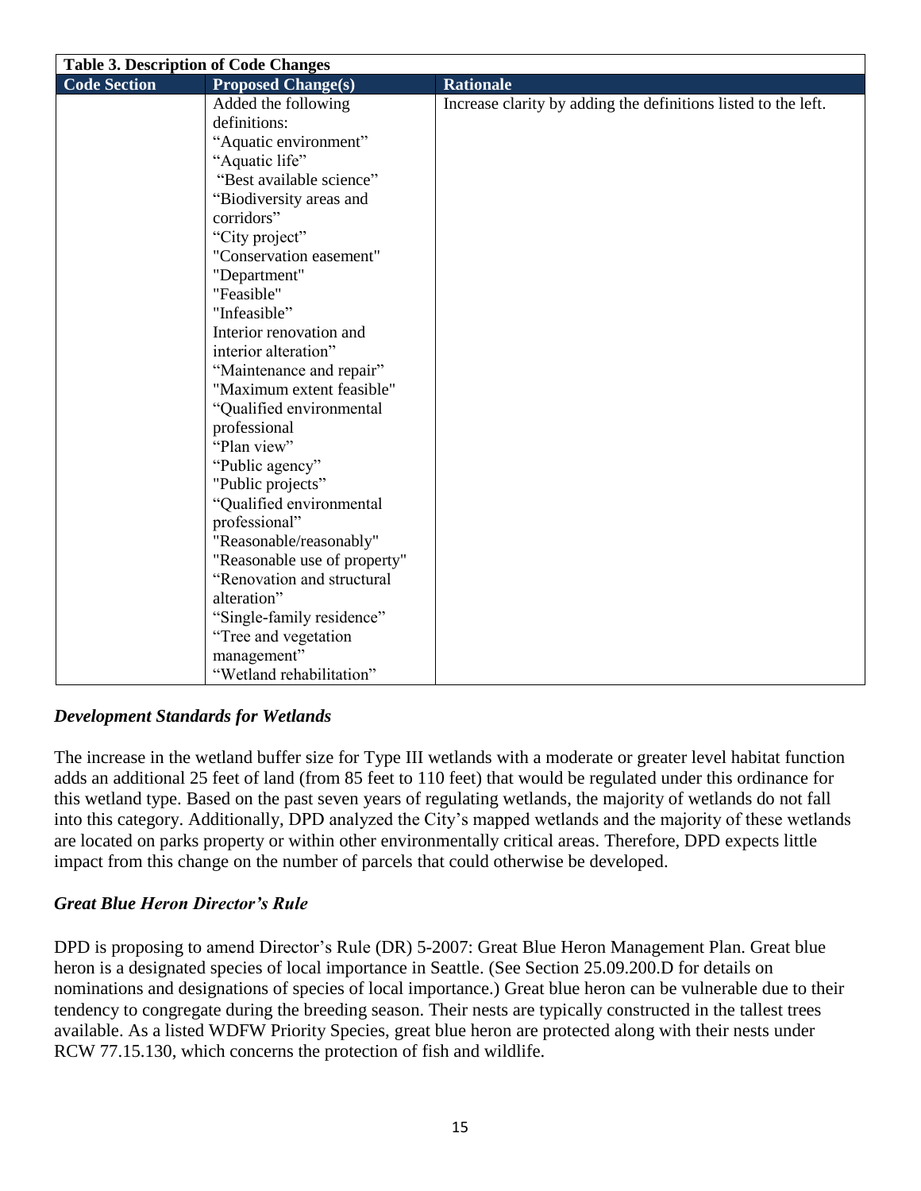| Table 3. Description of Code Changes | | |
|---|---|---|
| **Code Section** | **Proposed Change(s)** | **Rationale** |
| | Added the following definitions:<br>“Aquatic environment”<br>“Aquatic life”<br>“Best available science”<br>“Biodiversity areas and corridors”<br>“City project”<br>"Conservation easement"<br>"Department"<br>"Feasible"<br>"Infeasible”<br>Interior renovation and interior alteration”<br>“Maintenance and repair”<br>"Maximum extent feasible"<br>“Qualified environmental professional<br>“Plan view”<br>“Public agency”<br>"Public projects"<br>“Qualified environmental professional”<br>"Reasonable/reasonably"<br>"Reasonable use of property"<br>“Renovation and structural alteration”<br>“Single-family residence”<br>“Tree and vegetation management”<br>“Wetland rehabilitation” | Increase clarity by adding the definitions listed to the left. |

### *Development Standards for Wetlands*

The increase in the wetland buffer size for Type III wetlands with a moderate or greater level habitat function adds an additional 25 feet of land (from 85 feet to 110 feet) that would be regulated under this ordinance for this wetland type. Based on the past seven years of regulating wetlands, the majority of wetlands do not fall into this category. Additionally, DPD analyzed the City’s mapped wetlands and the majority of these wetlands are located on parks property or within other environmentally critical areas. Therefore, DPD expects little impact from this change on the number of parcels that could otherwise be developed.

### *Great Blue Heron Director’s Rule*

DPD is proposing to amend Director’s Rule (DR) 5-2007: Great Blue Heron Management Plan. Great blue heron is a designated species of local importance in Seattle. (See Section 25.09.200.D for details on nominations and designations of species of local importance.) Great blue heron can be vulnerable due to their tendency to congregate during the breeding season. Their nests are typically constructed in the tallest trees available. As a listed WDFW Priority Species, great blue heron are protected along with their nests under RCW 77.15.130, which concerns the protection of fish and wildlife.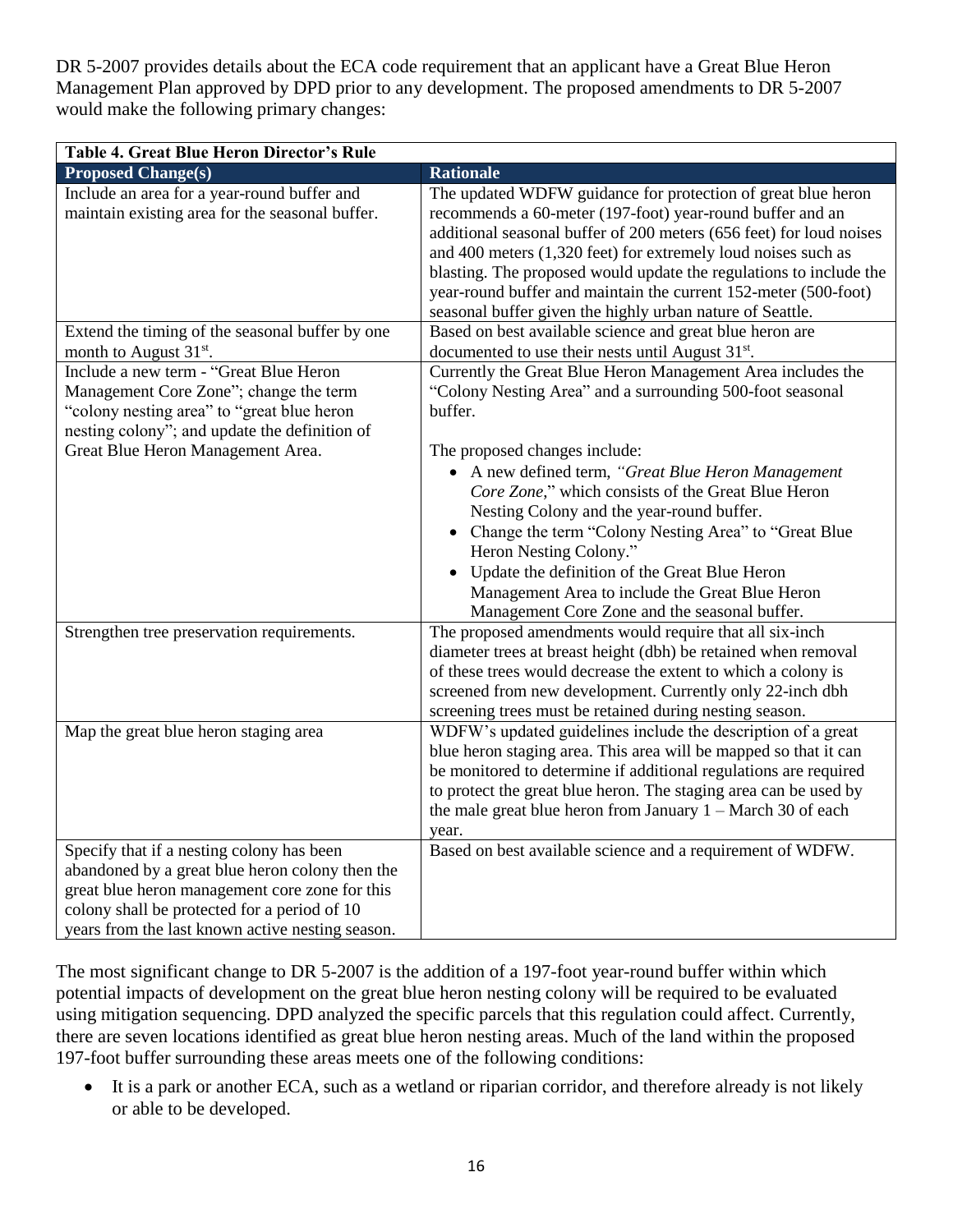DR 5-2007 provides details about the ECA code requirement that an applicant have a Great Blue Heron Management Plan approved by DPD prior to any development. The proposed amendments to DR 5-2007 would make the following primary changes:

**Table 4. Great Blue Heron Director's Rule**

| Proposed Change(s) | Rationale |
|---|---|
| Include an area for a year-round buffer and maintain existing area for the seasonal buffer. | The updated WDFW guidance for protection of great blue heron recommends a 60-meter (197-foot) year-round buffer and an additional seasonal buffer of 200 meters (656 feet) for loud noises and 400 meters (1,320 feet) for extremely loud noises such as blasting. The proposed would update the regulations to include the year-round buffer and maintain the current 152-meter (500-foot) seasonal buffer given the highly urban nature of Seattle. |
| Extend the timing of the seasonal buffer by one month to August 31st. | Based on best available science and great blue heron are documented to use their nests until August 31st. |
| Include a new term - "Great Blue Heron Management Core Zone"; change the term "colony nesting area" to "great blue heron nesting colony"; and update the definition of Great Blue Heron Management Area. | Currently the Great Blue Heron Management Area includes the "Colony Nesting Area" and a surrounding 500-foot seasonal buffer.<br><br>The proposed changes include:<br>• A new defined term, *"Great Blue Heron Management Core Zone*," which consists of the Great Blue Heron Nesting Colony and the year-round buffer.<br>• Change the term "Colony Nesting Area" to "Great Blue Heron Nesting Colony."<br>• Update the definition of the Great Blue Heron Management Area to include the Great Blue Heron Management Core Zone and the seasonal buffer. |
| Strengthen tree preservation requirements. | The proposed amendments would require that all six-inch diameter trees at breast height (dbh) be retained when removal of these trees would decrease the extent to which a colony is screened from new development. Currently only 22-inch dbh screening trees must be retained during nesting season. |
| Map the great blue heron staging area | WDFW's updated guidelines include the description of a great blue heron staging area. This area will be mapped so that it can be monitored to determine if additional regulations are required to protect the great blue heron. The staging area can be used by the male great blue heron from January 1 – March 30 of each year. |
| Specify that if a nesting colony has been abandoned by a great blue heron colony then the great blue heron management core zone for this colony shall be protected for a period of 10 years from the last known active nesting season. | Based on best available science and a requirement of WDFW. |

The most significant change to DR 5-2007 is the addition of a 197-foot year-round buffer within which potential impacts of development on the great blue heron nesting colony will be required to be evaluated using mitigation sequencing. DPD analyzed the specific parcels that this regulation could affect. Currently, there are seven locations identified as great blue heron nesting areas. Much of the land within the proposed 197-foot buffer surrounding these areas meets one of the following conditions:

- It is a park or another ECA, such as a wetland or riparian corridor, and therefore already is not likely or able to be developed.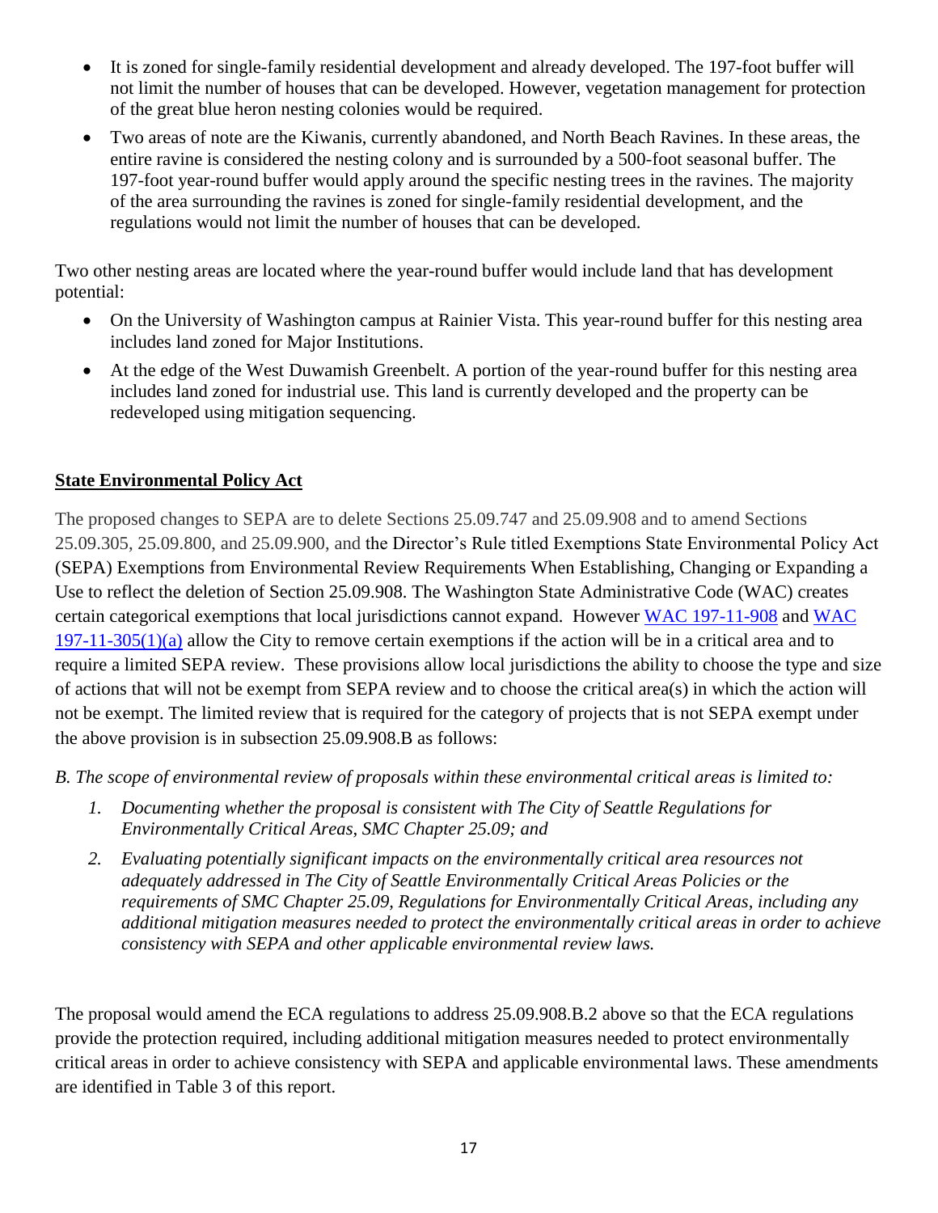- It is zoned for single-family residential development and already developed. The 197-foot buffer will not limit the number of houses that can be developed. However, vegetation management for protection of the great blue heron nesting colonies would be required.
- Two areas of note are the Kiwanis, currently abandoned, and North Beach Ravines. In these areas, the entire ravine is considered the nesting colony and is surrounded by a 500-foot seasonal buffer. The 197-foot year-round buffer would apply around the specific nesting trees in the ravines. The majority of the area surrounding the ravines is zoned for single-family residential development, and the regulations would not limit the number of houses that can be developed.

Two other nesting areas are located where the year-round buffer would include land that has development potential:

- On the University of Washington campus at Rainier Vista. This year-round buffer for this nesting area includes land zoned for Major Institutions.
- At the edge of the West Duwamish Greenbelt. A portion of the year-round buffer for this nesting area includes land zoned for industrial use. This land is currently developed and the property can be redeveloped using mitigation sequencing.

## State Environmental Policy Act

The proposed changes to SEPA are to delete Sections 25.09.747 and 25.09.908 and to amend Sections 25.09.305, 25.09.800, and 25.09.900, and the Director's Rule titled Exemptions State Environmental Policy Act (SEPA) Exemptions from Environmental Review Requirements When Establishing, Changing or Expanding a Use to reflect the deletion of Section 25.09.908. The Washington State Administrative Code (WAC) creates certain categorical exemptions that local jurisdictions cannot expand. However WAC 197-11-908 and WAC 197-11-305(1)(a) allow the City to remove certain exemptions if the action will be in a critical area and to require a limited SEPA review. These provisions allow local jurisdictions the ability to choose the type and size of actions that will not be exempt from SEPA review and to choose the critical area(s) in which the action will not be exempt. The limited review that is required for the category of projects that is not SEPA exempt under the above provision is in subsection 25.09.908.B as follows:

*B. The scope of environmental review of proposals within these environmental critical areas is limited to:*

1. *Documenting whether the proposal is consistent with The City of Seattle Regulations for Environmentally Critical Areas, SMC Chapter 25.09; and*
2. *Evaluating potentially significant impacts on the environmentally critical area resources not adequately addressed in The City of Seattle Environmentally Critical Areas Policies or the requirements of SMC Chapter 25.09, Regulations for Environmentally Critical Areas, including any additional mitigation measures needed to protect the environmentally critical areas in order to achieve consistency with SEPA and other applicable environmental review laws.*

The proposal would amend the ECA regulations to address 25.09.908.B.2 above so that the ECA regulations provide the protection required, including additional mitigation measures needed to protect environmentally critical areas in order to achieve consistency with SEPA and applicable environmental laws. These amendments are identified in Table 3 of this report.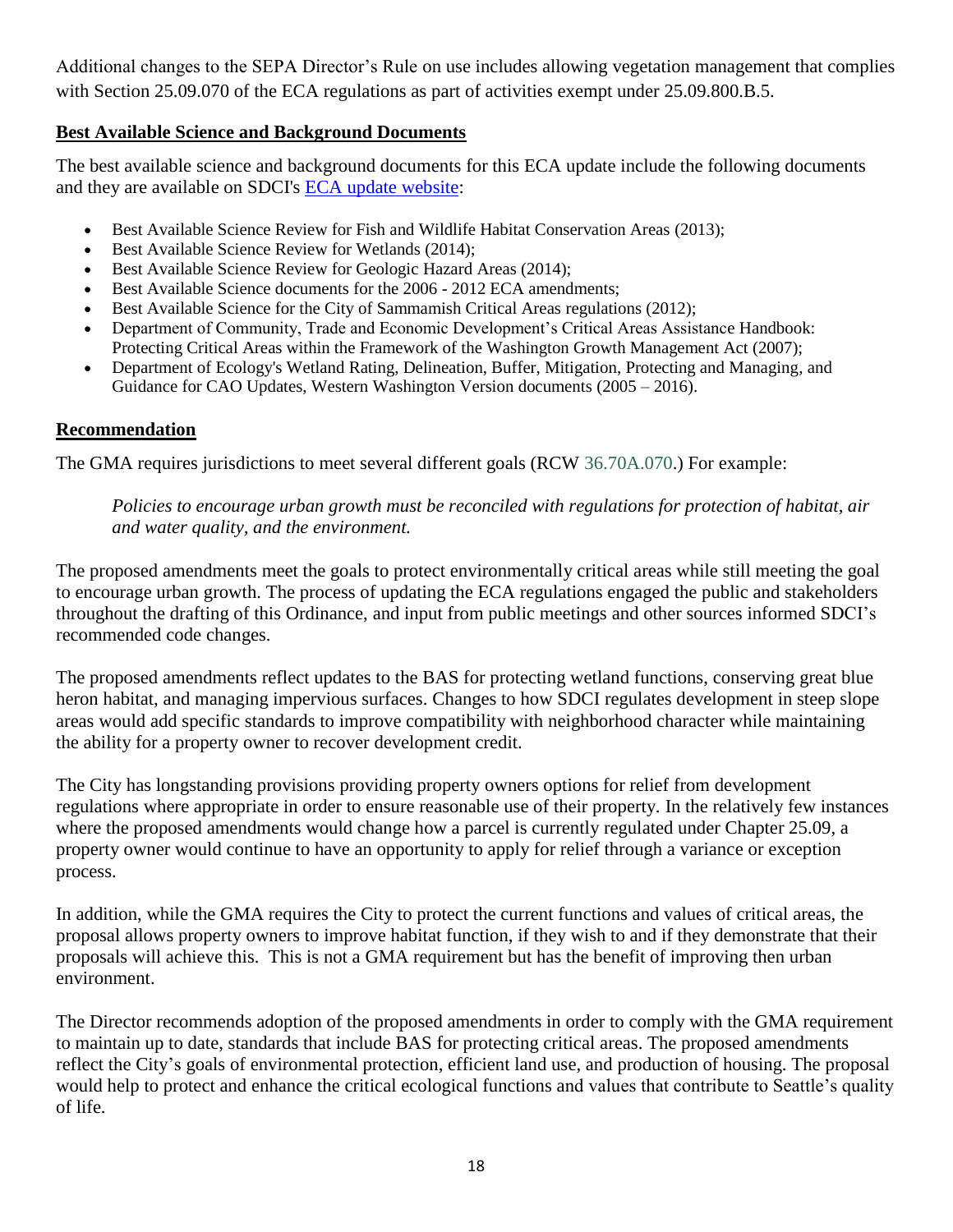Additional changes to the SEPA Director's Rule on use includes allowing vegetation management that complies with Section 25.09.070 of the ECA regulations as part of activities exempt under 25.09.800.B.5.

**Best Available Science and Background Documents**

The best available science and background documents for this ECA update include the following documents and they are available on SDCI's ECA update website:

- Best Available Science Review for Fish and Wildlife Habitat Conservation Areas (2013);
- Best Available Science Review for Wetlands (2014);
- Best Available Science Review for Geologic Hazard Areas (2014);
- Best Available Science documents for the 2006 - 2012 ECA amendments;
- Best Available Science for the City of Sammamish Critical Areas regulations (2012);
- Department of Community, Trade and Economic Development's Critical Areas Assistance Handbook: Protecting Critical Areas within the Framework of the Washington Growth Management Act (2007);
- Department of Ecology's Wetland Rating, Delineation, Buffer, Mitigation, Protecting and Managing, and Guidance for CAO Updates, Western Washington Version documents (2005 – 2016).

**Recommendation**

The GMA requires jurisdictions to meet several different goals (RCW 36.70A.070.) For example:

> *Policies to encourage urban growth must be reconciled with regulations for protection of habitat, air and water quality, and the environment.*

The proposed amendments meet the goals to protect environmentally critical areas while still meeting the goal to encourage urban growth. The process of updating the ECA regulations engaged the public and stakeholders throughout the drafting of this Ordinance, and input from public meetings and other sources informed SDCI's recommended code changes.

The proposed amendments reflect updates to the BAS for protecting wetland functions, conserving great blue heron habitat, and managing impervious surfaces. Changes to how SDCI regulates development in steep slope areas would add specific standards to improve compatibility with neighborhood character while maintaining the ability for a property owner to recover development credit.

The City has longstanding provisions providing property owners options for relief from development regulations where appropriate in order to ensure reasonable use of their property. In the relatively few instances where the proposed amendments would change how a parcel is currently regulated under Chapter 25.09, a property owner would continue to have an opportunity to apply for relief through a variance or exception process.

In addition, while the GMA requires the City to protect the current functions and values of critical areas, the proposal allows property owners to improve habitat function, if they wish to and if they demonstrate that their proposals will achieve this. This is not a GMA requirement but has the benefit of improving then urban environment.

The Director recommends adoption of the proposed amendments in order to comply with the GMA requirement to maintain up to date, standards that include BAS for protecting critical areas. The proposed amendments reflect the City's goals of environmental protection, efficient land use, and production of housing. The proposal would help to protect and enhance the critical ecological functions and values that contribute to Seattle's quality of life.